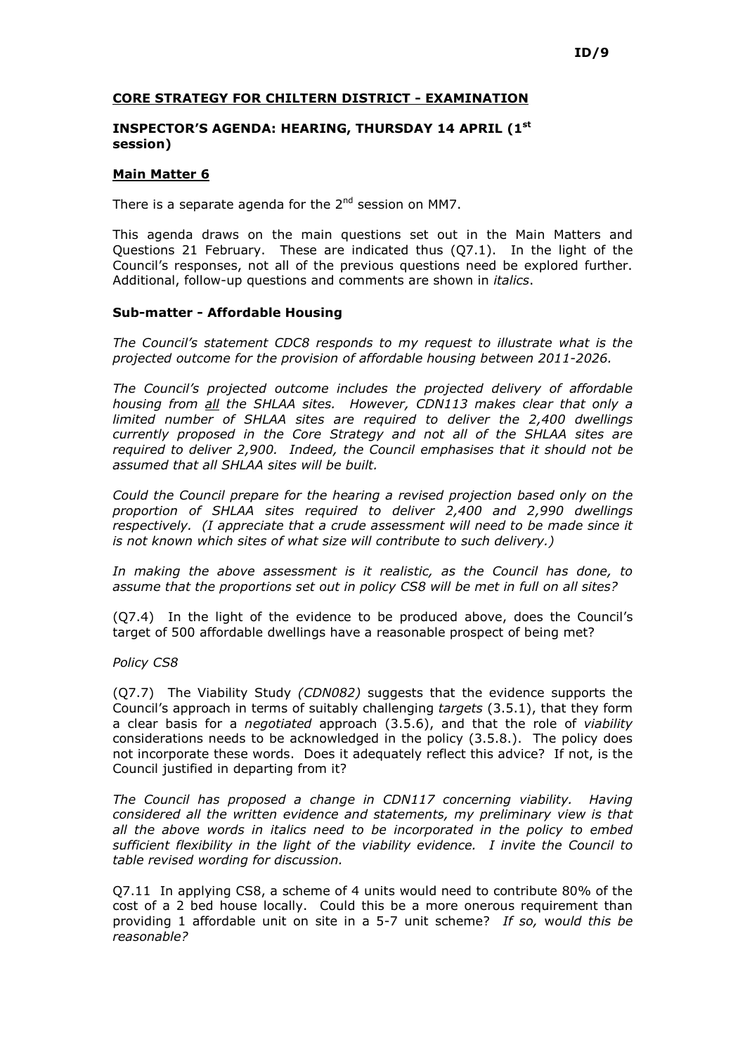ID/9

## CORE STRATEGY FOR CHILTERN DISTRICT - EXAMINATION

### INSPECTOR'S AGENDA: HEARING, THURSDAY 14 APRIL (1st session)

### Main Matter 6

There is a separate agenda for the 2nd session on MM7.

This agenda draws on the main questions set out in the Main Matters and Questions 21 February. These are indicated thus (Q7.1). In the light of the Council's responses, not all of the previous questions need be explored further. Additional, follow-up questions and comments are shown in *italics*.

### Sub-matter - Affordable Housing

*The Council's statement CDC8 responds to my request to illustrate what is the projected outcome for the provision of affordable housing between 2011-2026.*

*The Council's projected outcome includes the projected delivery of affordable housing from all the SHLAA sites. However, CDN113 makes clear that only a limited number of SHLAA sites are required to deliver the 2,400 dwellings currently proposed in the Core Strategy and not all of the SHLAA sites are required to deliver 2,900. Indeed, the Council emphasises that it should not be assumed that all SHLAA sites will be built.*

*Could the Council prepare for the hearing a revised projection based only on the proportion of SHLAA sites required to deliver 2,400 and 2,990 dwellings respectively. (I appreciate that a crude assessment will need to be made since it is not known which sites of what size will contribute to such delivery.)*

*In making the above assessment is it realistic, as the Council has done, to assume that the proportions set out in policy CS8 will be met in full on all sites?*

(Q7.4) In the light of the evidence to be produced above, does the Council's target of 500 affordable dwellings have a reasonable prospect of being met?

*Policy CS8*

(Q7.7) The Viability Study *(CDN082)* suggests that the evidence supports the Council's approach in terms of suitably challenging *targets* (3.5.1), that they form a clear basis for a *negotiated* approach (3.5.6), and that the role of *viability* considerations needs to be acknowledged in the policy (3.5.8.). The policy does not incorporate these words. Does it adequately reflect this advice? If not, is the Council justified in departing from it?

*The Council has proposed a change in CDN117 concerning viability. Having considered all the written evidence and statements, my preliminary view is that all the above words in italics need to be incorporated in the policy to embed sufficient flexibility in the light of the viability evidence. I invite the Council to table revised wording for discussion.*

Q7.11 In applying CS8, a scheme of 4 units would need to contribute 80% of the cost of a 2 bed house locally. Could this be a more onerous requirement than providing 1 affordable unit on site in a 5-7 unit scheme? *If so, would this be reasonable?*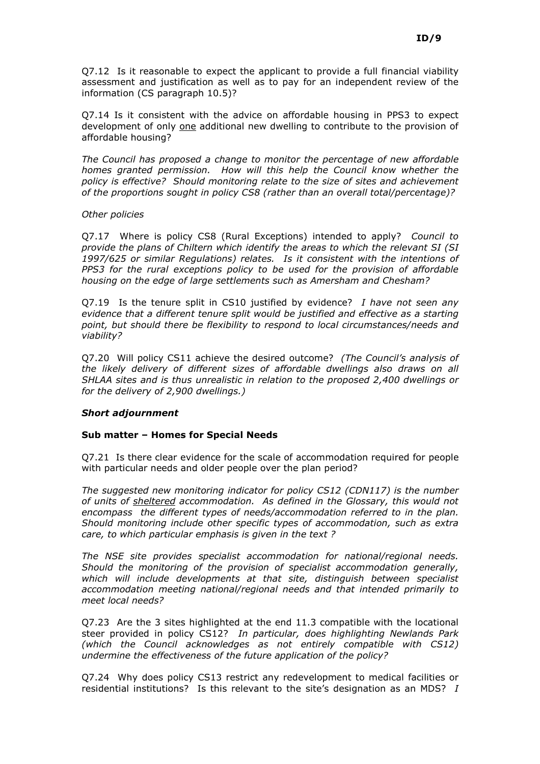Q7.12 Is it reasonable to expect the applicant to provide a full financial viability assessment and justification as well as to pay for an independent review of the information (CS paragraph 10.5)?

Q7.14 Is it consistent with the advice on affordable housing in PPS3 to expect development of only <u>one</u> additional new dwelling to contribute to the provision of affordable housing?

*The Council has proposed a change to monitor the percentage of new affordable homes granted permission. How will this help the Council know whether the policy is effective? Should monitoring relate to the size of sites and achievement of the proportions sought in policy CS8 (rather than an overall total/percentage)?*

*Other policies*

Q7.17 Where is policy CS8 (Rural Exceptions) intended to apply? *Council to provide the plans of Chiltern which identify the areas to which the relevant SI (SI 1997/625 or similar Regulations) relates. Is it consistent with the intentions of PPS3 for the rural exceptions policy to be used for the provision of affordable housing on the edge of large settlements such as Amersham and Chesham?*

Q7.19 Is the tenure split in CS10 justified by evidence? *I have not seen any evidence that a different tenure split would be justified and effective as a starting point, but should there be flexibility to respond to local circumstances/needs and viability?*

Q7.20 Will policy CS11 achieve the desired outcome? *(The Council's analysis of the likely delivery of different sizes of affordable dwellings also draws on all SHLAA sites and is thus unrealistic in relation to the proposed 2,400 dwellings or for the delivery of 2,900 dwellings.)*

***Short adjournment***

**Sub matter – Homes for Special Needs**

Q7.21 Is there clear evidence for the scale of accommodation required for people with particular needs and older people over the plan period?

*The suggested new monitoring indicator for policy CS12 (CDN117) is the number of units of <u>sheltered</u> accommodation. As defined in the Glossary, this would not encompass the different types of needs/accommodation referred to in the plan. Should monitoring include other specific types of accommodation, such as extra care, to which particular emphasis is given in the text ?*

*The NSE site provides specialist accommodation for national/regional needs. Should the monitoring of the provision of specialist accommodation generally, which will include developments at that site, distinguish between specialist accommodation meeting national/regional needs and that intended primarily to meet local needs?*

Q7.23 Are the 3 sites highlighted at the end 11.3 compatible with the locational steer provided in policy CS12? *In particular, does highlighting Newlands Park (which the Council acknowledges as not entirely compatible with CS12) undermine the effectiveness of the future application of the policy?*

Q7.24 Why does policy CS13 restrict any redevelopment to medical facilities or residential institutions? Is this relevant to the site's designation as an MDS? *I*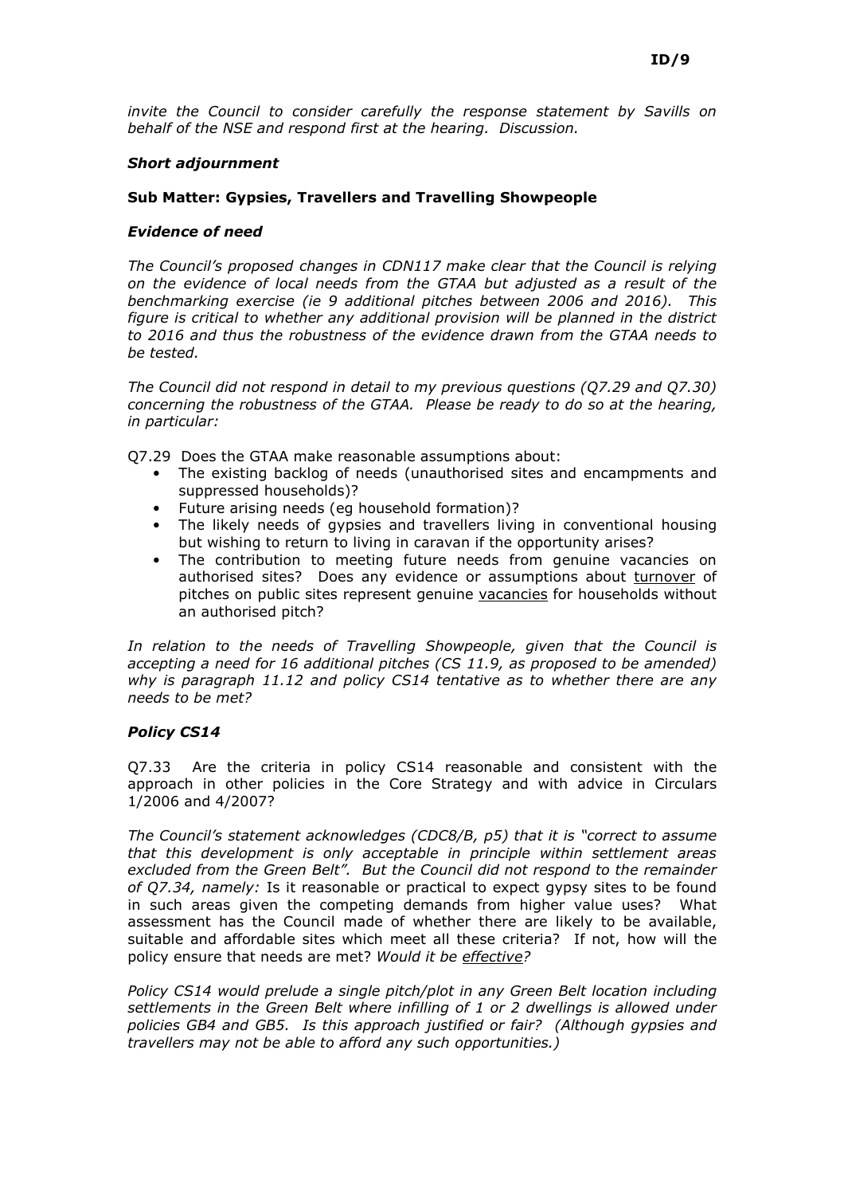*invite the Council to consider carefully the response statement by Savills on behalf of the NSE and respond first at the hearing. Discussion.*

***Short adjournment***

**Sub Matter: Gypsies, Travellers and Travelling Showpeople**

***Evidence of need***

*The Council's proposed changes in CDN117 make clear that the Council is relying on the evidence of local needs from the GTAA but adjusted as a result of the benchmarking exercise (ie 9 additional pitches between 2006 and 2016). This figure is critical to whether any additional provision will be planned in the district to 2016 and thus the robustness of the evidence drawn from the GTAA needs to be tested.*

*The Council did not respond in detail to my previous questions (Q7.29 and Q7.30) concerning the robustness of the GTAA. Please be ready to do so at the hearing, in particular:*

Q7.29 Does the GTAA make reasonable assumptions about:

- The existing backlog of needs (unauthorised sites and encampments and suppressed households)?
- Future arising needs (eg household formation)?
- The likely needs of gypsies and travellers living in conventional housing but wishing to return to living in caravan if the opportunity arises?
- The contribution to meeting future needs from genuine vacancies on authorised sites? Does any evidence or assumptions about <u>turnover</u> of pitches on public sites represent genuine <u>vacancies</u> for households without an authorised pitch?

*In relation to the needs of Travelling Showpeople, given that the Council is accepting a need for 16 additional pitches (CS 11.9, as proposed to be amended) why is paragraph 11.12 and policy CS14 tentative as to whether there are any needs to be met?*

***Policy CS14***

Q7.33 Are the criteria in policy CS14 reasonable and consistent with the approach in other policies in the Core Strategy and with advice in Circulars 1/2006 and 4/2007?

*The Council's statement acknowledges (CDC8/B, p5) that it is "correct to assume that this development is only acceptable in principle within settlement areas excluded from the Green Belt". But the Council did not respond to the remainder of Q7.34, namely:* Is it reasonable or practical to expect gypsy sites to be found in such areas given the competing demands from higher value uses? What assessment has the Council made of whether there are likely to be available, suitable and affordable sites which meet all these criteria? If not, how will the policy ensure that needs are met? *Would it be <u>effective</u>?*

*Policy CS14 would prelude a single pitch/plot in any Green Belt location including settlements in the Green Belt where infilling of 1 or 2 dwellings is allowed under policies GB4 and GB5. Is this approach justified or fair? (Although gypsies and travellers may not be able to afford any such opportunities.)*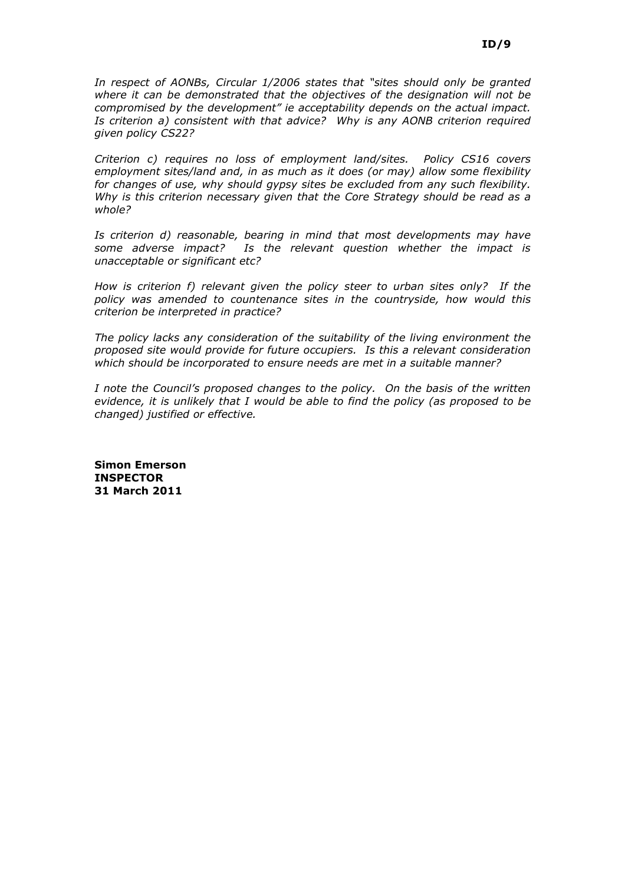*In respect of AONBs, Circular 1/2006 states that "sites should only be granted where it can be demonstrated that the objectives of the designation will not be compromised by the development" ie acceptability depends on the actual impact. Is criterion a) consistent with that advice? Why is any AONB criterion required given policy CS22?*

*Criterion c) requires no loss of employment land/sites. Policy CS16 covers employment sites/land and, in as much as it does (or may) allow some flexibility for changes of use, why should gypsy sites be excluded from any such flexibility. Why is this criterion necessary given that the Core Strategy should be read as a whole?*

*Is criterion d) reasonable, bearing in mind that most developments may have some adverse impact? Is the relevant question whether the impact is unacceptable or significant etc?*

*How is criterion f) relevant given the policy steer to urban sites only? If the policy was amended to countenance sites in the countryside, how would this criterion be interpreted in practice?*

*The policy lacks any consideration of the suitability of the living environment the proposed site would provide for future occupiers. Is this a relevant consideration which should be incorporated to ensure needs are met in a suitable manner?*

*I note the Council's proposed changes to the policy. On the basis of the written evidence, it is unlikely that I would be able to find the policy (as proposed to be changed) justified or effective.*

**Simon Emerson**
**INSPECTOR**
**31 March 2011**